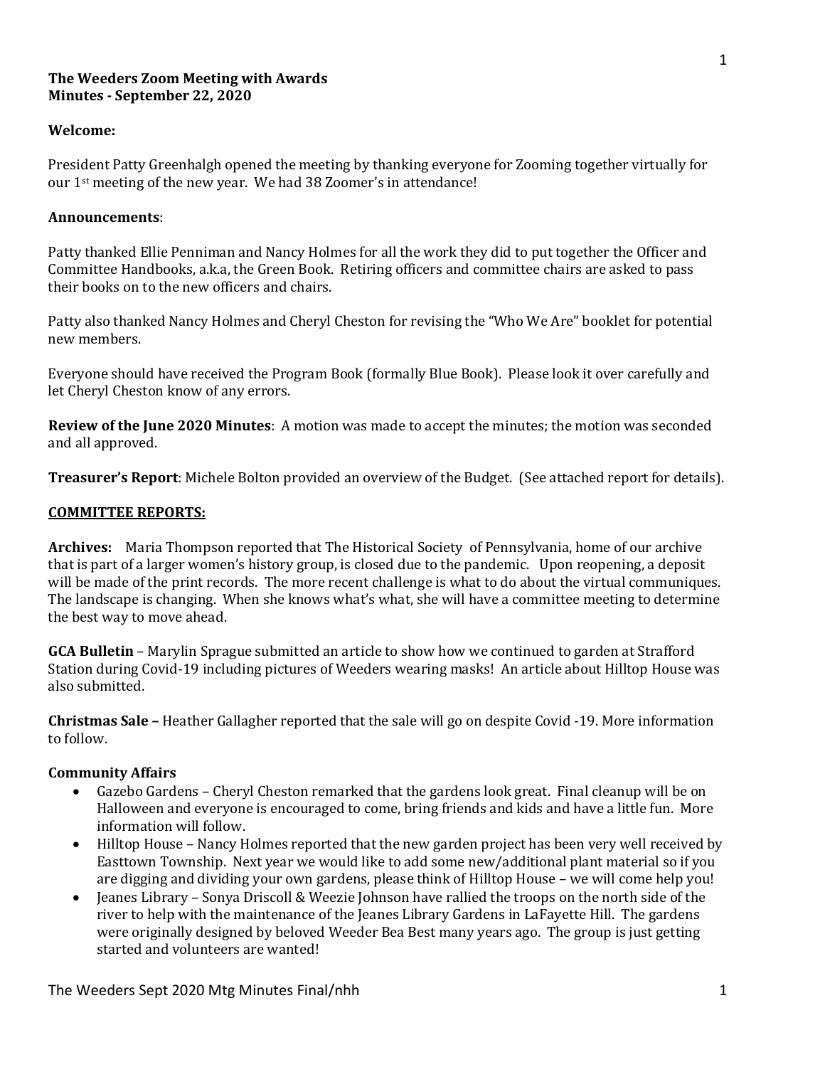**The Weeders Zoom Meeting with Awards**
**Minutes - September 22, 2020**

**Welcome:**

President Patty Greenhalgh opened the meeting by thanking everyone for Zooming together virtually for our 1st meeting of the new year. We had 38 Zoomer's in attendance!

**Announcements**:

Patty thanked Ellie Penniman and Nancy Holmes for all the work they did to put together the Officer and Committee Handbooks, a.k.a, the Green Book. Retiring officers and committee chairs are asked to pass their books on to the new officers and chairs.

Patty also thanked Nancy Holmes and Cheryl Cheston for revising the "Who We Are" booklet for potential new members.

Everyone should have received the Program Book (formally Blue Book). Please look it over carefully and let Cheryl Cheston know of any errors.

**Review of the June 2020 Minutes**: A motion was made to accept the minutes; the motion was seconded and all approved.

**Treasurer's Report**: Michele Bolton provided an overview of the Budget. (See attached report for details).

**COMMITTEE REPORTS:**

**Archives:** Maria Thompson reported that The Historical Society of Pennsylvania, home of our archive that is part of a larger women's history group, is closed due to the pandemic. Upon reopening, a deposit will be made of the print records. The more recent challenge is what to do about the virtual communiques. The landscape is changing. When she knows what's what, she will have a committee meeting to determine the best way to move ahead.

**GCA Bulletin** – Marylin Sprague submitted an article to show how we continued to garden at Strafford Station during Covid-19 including pictures of Weeders wearing masks! An article about Hilltop House was also submitted.

**Christmas Sale –** Heather Gallagher reported that the sale will go on despite Covid -19. More information to follow.

**Community Affairs**

- Gazebo Gardens – Cheryl Cheston remarked that the gardens look great. Final cleanup will be on Halloween and everyone is encouraged to come, bring friends and kids and have a little fun. More information will follow.
- Hilltop House – Nancy Holmes reported that the new garden project has been very well received by Easttown Township. Next year we would like to add some new/additional plant material so if you are digging and dividing your own gardens, please think of Hilltop House – we will come help you!
- Jeanes Library – Sonya Driscoll & Weezie Johnson have rallied the troops on the north side of the river to help with the maintenance of the Jeanes Library Gardens in LaFayette Hill. The gardens were originally designed by beloved Weeder Bea Best many years ago. The group is just getting started and volunteers are wanted!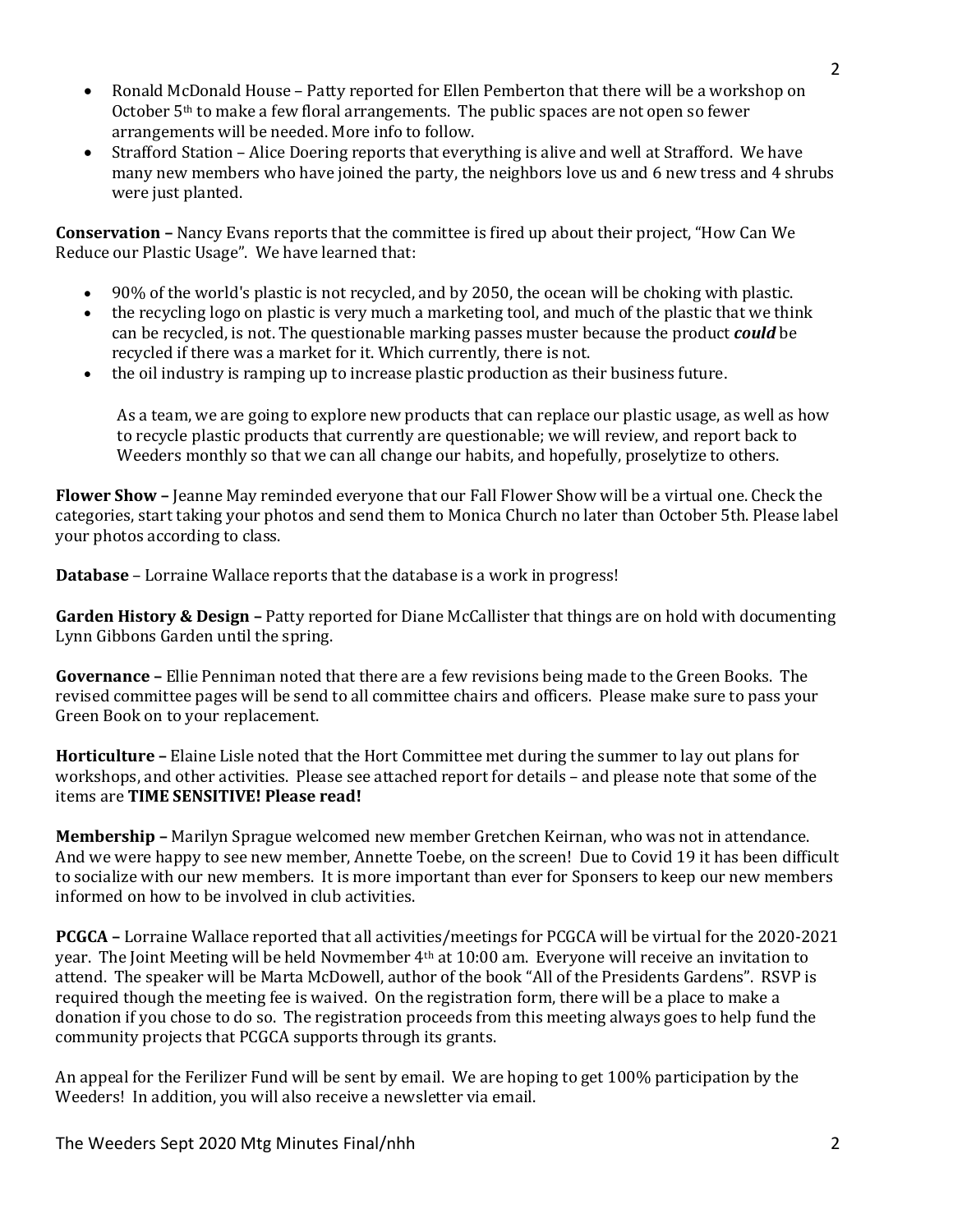- Ronald McDonald House – Patty reported for Ellen Pemberton that there will be a workshop on October 5th to make a few floral arrangements. The public spaces are not open so fewer arrangements will be needed. More info to follow.
- Strafford Station – Alice Doering reports that everything is alive and well at Strafford. We have many new members who have joined the party, the neighbors love us and 6 new tress and 4 shrubs were just planted.

**Conservation –** Nancy Evans reports that the committee is fired up about their project, "How Can We Reduce our Plastic Usage". We have learned that:

- 90% of the world's plastic is not recycled, and by 2050, the ocean will be choking with plastic.
- the recycling logo on plastic is very much a marketing tool, and much of the plastic that we think can be recycled, is not. The questionable marking passes muster because the product ***could*** be recycled if there was a market for it. Which currently, there is not.
- the oil industry is ramping up to increase plastic production as their business future.

  As a team, we are going to explore new products that can replace our plastic usage, as well as how to recycle plastic products that currently are questionable; we will review, and report back to Weeders monthly so that we can all change our habits, and hopefully, proselytize to others.

**Flower Show –** Jeanne May reminded everyone that our Fall Flower Show will be a virtual one. Check the categories, start taking your photos and send them to Monica Church no later than October 5th. Please label your photos according to class.

**Database** – Lorraine Wallace reports that the database is a work in progress!

**Garden History & Design –** Patty reported for Diane McCallister that things are on hold with documenting Lynn Gibbons Garden until the spring.

**Governance –** Ellie Penniman noted that there are a few revisions being made to the Green Books. The revised committee pages will be send to all committee chairs and officers. Please make sure to pass your Green Book on to your replacement.

**Horticulture –** Elaine Lisle noted that the Hort Committee met during the summer to lay out plans for workshops, and other activities. Please see attached report for details – and please note that some of the items are **TIME SENSITIVE! Please read!**

**Membership –** Marilyn Sprague welcomed new member Gretchen Keirnan, who was not in attendance. And we were happy to see new member, Annette Toebe, on the screen! Due to Covid 19 it has been difficult to socialize with our new members. It is more important than ever for Sponsers to keep our new members informed on how to be involved in club activities.

**PCGCA –** Lorraine Wallace reported that all activities/meetings for PCGCA will be virtual for the 2020-2021 year. The Joint Meeting will be held Novmember 4th at 10:00 am. Everyone will receive an invitation to attend. The speaker will be Marta McDowell, author of the book "All of the Presidents Gardens". RSVP is required though the meeting fee is waived. On the registration form, there will be a place to make a donation if you chose to do so. The registration proceeds from this meeting always goes to help fund the community projects that PCGCA supports through its grants.

An appeal for the Ferilizer Fund will be sent by email. We are hoping to get 100% participation by the Weeders! In addition, you will also receive a newsletter via email.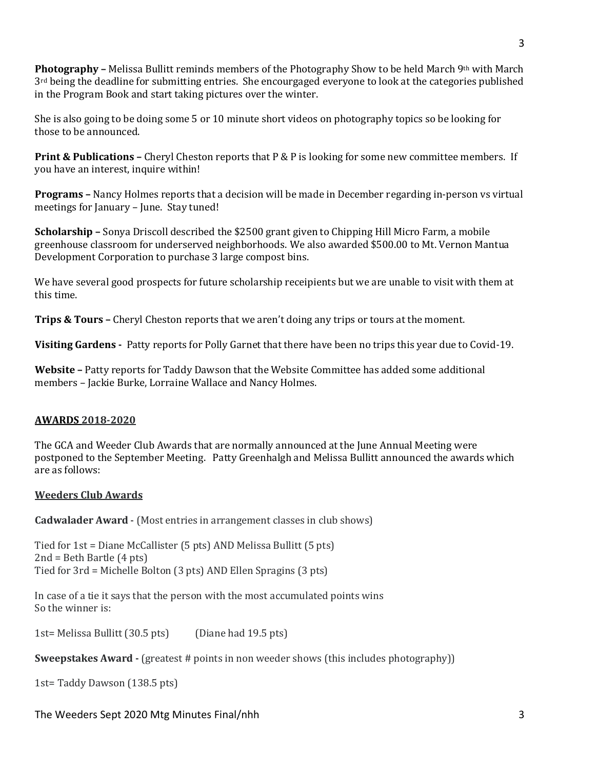**Photography –** Melissa Bullitt reminds members of the Photography Show to be held March 9th with March 3rd being the deadline for submitting entries. She encourgaged everyone to look at the categories published in the Program Book and start taking pictures over the winter.

She is also going to be doing some 5 or 10 minute short videos on photography topics so be looking for those to be announced.

**Print & Publications –** Cheryl Cheston reports that P & P is looking for some new committee members. If you have an interest, inquire within!

**Programs –** Nancy Holmes reports that a decision will be made in December regarding in-person vs virtual meetings for January – June. Stay tuned!

**Scholarship –** Sonya Driscoll described the $2500 grant given to Chipping Hill Micro Farm, a mobile greenhouse classroom for underserved neighborhoods. We also awarded $500.00 to Mt. Vernon Mantua Development Corporation to purchase 3 large compost bins.

We have several good prospects for future scholarship receipients but we are unable to visit with them at this time.

**Trips & Tours –** Cheryl Cheston reports that we aren't doing any trips or tours at the moment.

**Visiting Gardens -** Patty reports for Polly Garnet that there have been no trips this year due to Covid-19.

**Website –** Patty reports for Taddy Dawson that the Website Committee has added some additional members – Jackie Burke, Lorraine Wallace and Nancy Holmes.

## AWARDS 2018-2020

The GCA and Weeder Club Awards that are normally announced at the June Annual Meeting were postponed to the September Meeting. Patty Greenhalgh and Melissa Bullitt announced the awards which are as follows:

### Weeders Club Awards

**Cadwalader Award -** (Most entries in arrangement classes in club shows)

Tied for 1st = Diane McCallister (5 pts) AND Melissa Bullitt (5 pts)
2nd = Beth Bartle (4 pts)
Tied for 3rd = Michelle Bolton (3 pts) AND Ellen Spragins (3 pts)

In case of a tie it says that the person with the most accumulated points wins
So the winner is:

1st= Melissa Bullitt (30.5 pts) (Diane had 19.5 pts)

**Sweepstakes Award -** (greatest # points in non weeder shows (this includes photography))

1st= Taddy Dawson (138.5 pts)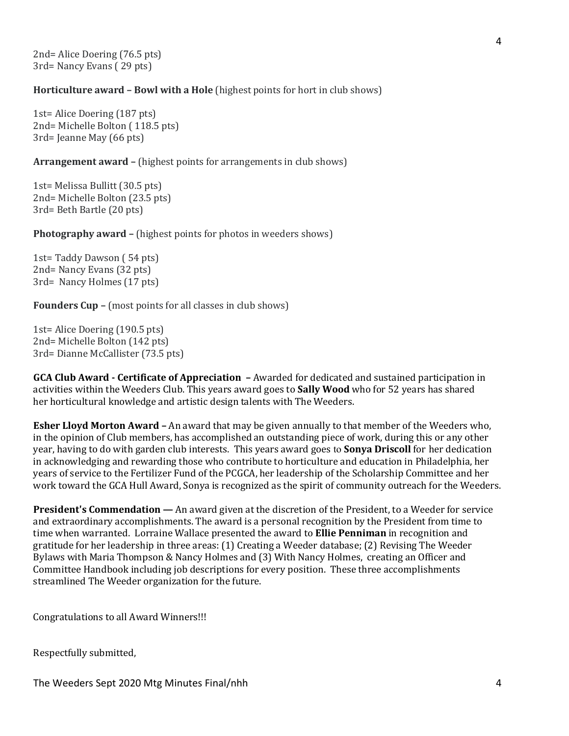2nd= Alice Doering (76.5 pts)
3rd= Nancy Evans ( 29 pts)

**Horticulture award – Bowl with a Hole** (highest points for hort in club shows)

1st= Alice Doering (187 pts)
2nd= Michelle Bolton ( 118.5 pts)
3rd= Jeanne May (66 pts)

**Arrangement award –** (highest points for arrangements in club shows)

1st= Melissa Bullitt (30.5 pts)
2nd= Michelle Bolton (23.5 pts)
3rd= Beth Bartle (20 pts)

**Photography award –** (highest points for photos in weeders shows)

1st= Taddy Dawson ( 54 pts)
2nd= Nancy Evans (32 pts)
3rd= Nancy Holmes (17 pts)

**Founders Cup –** (most points for all classes in club shows)

1st= Alice Doering (190.5 pts)
2nd= Michelle Bolton (142 pts)
3rd= Dianne McCallister (73.5 pts)

**GCA Club Award - Certificate of Appreciation –** Awarded for dedicated and sustained participation in activities within the Weeders Club. This years award goes to **Sally Wood** who for 52 years has shared her horticultural knowledge and artistic design talents with The Weeders.

**Esher Lloyd Morton Award –** An award that may be given annually to that member of the Weeders who, in the opinion of Club members, has accomplished an outstanding piece of work, during this or any other year, having to do with garden club interests. This years award goes to **Sonya Driscoll** for her dedication in acknowledging and rewarding those who contribute to horticulture and education in Philadelphia, her years of service to the Fertilizer Fund of the PCGCA, her leadership of the Scholarship Committee and her work toward the GCA Hull Award, Sonya is recognized as the spirit of community outreach for the Weeders.

**President's Commendation —** An award given at the discretion of the President, to a Weeder for service and extraordinary accomplishments. The award is a personal recognition by the President from time to time when warranted. Lorraine Wallace presented the award to **Ellie Penniman** in recognition and gratitude for her leadership in three areas: (1) Creating a Weeder database; (2) Revising The Weeder Bylaws with Maria Thompson & Nancy Holmes and (3) With Nancy Holmes, creating an Officer and Committee Handbook including job descriptions for every position. These three accomplishments streamlined The Weeder organization for the future.

Congratulations to all Award Winners!!!

Respectfully submitted,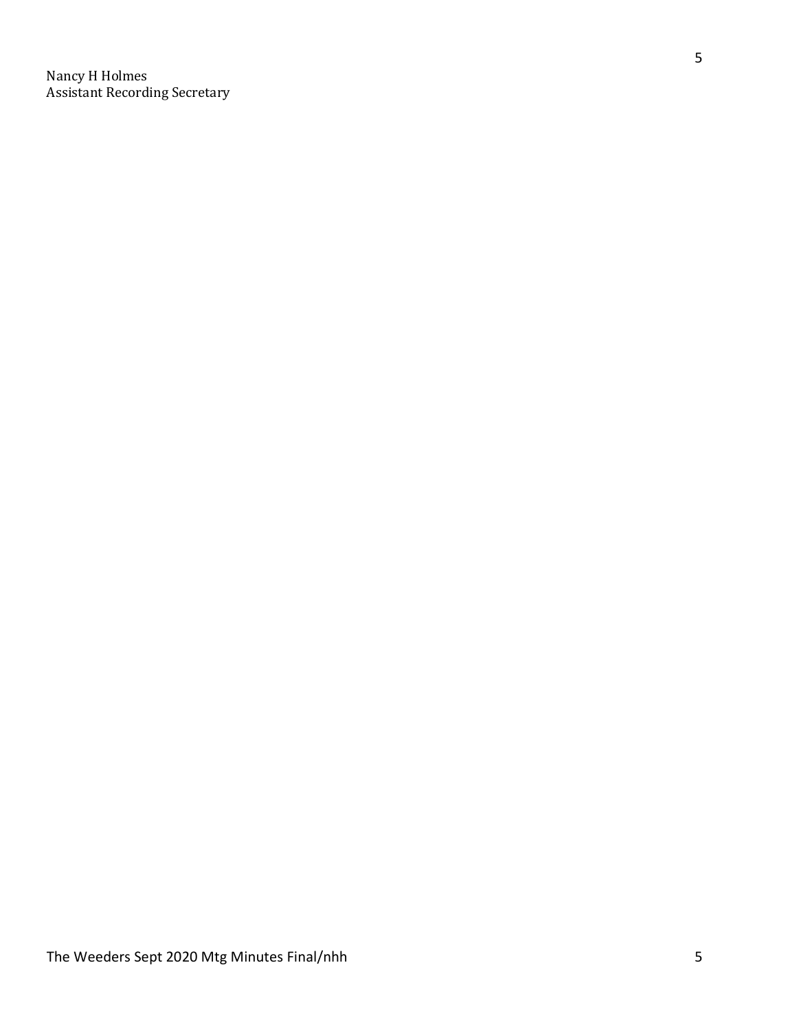Nancy H Holmes
Assistant Recording Secretary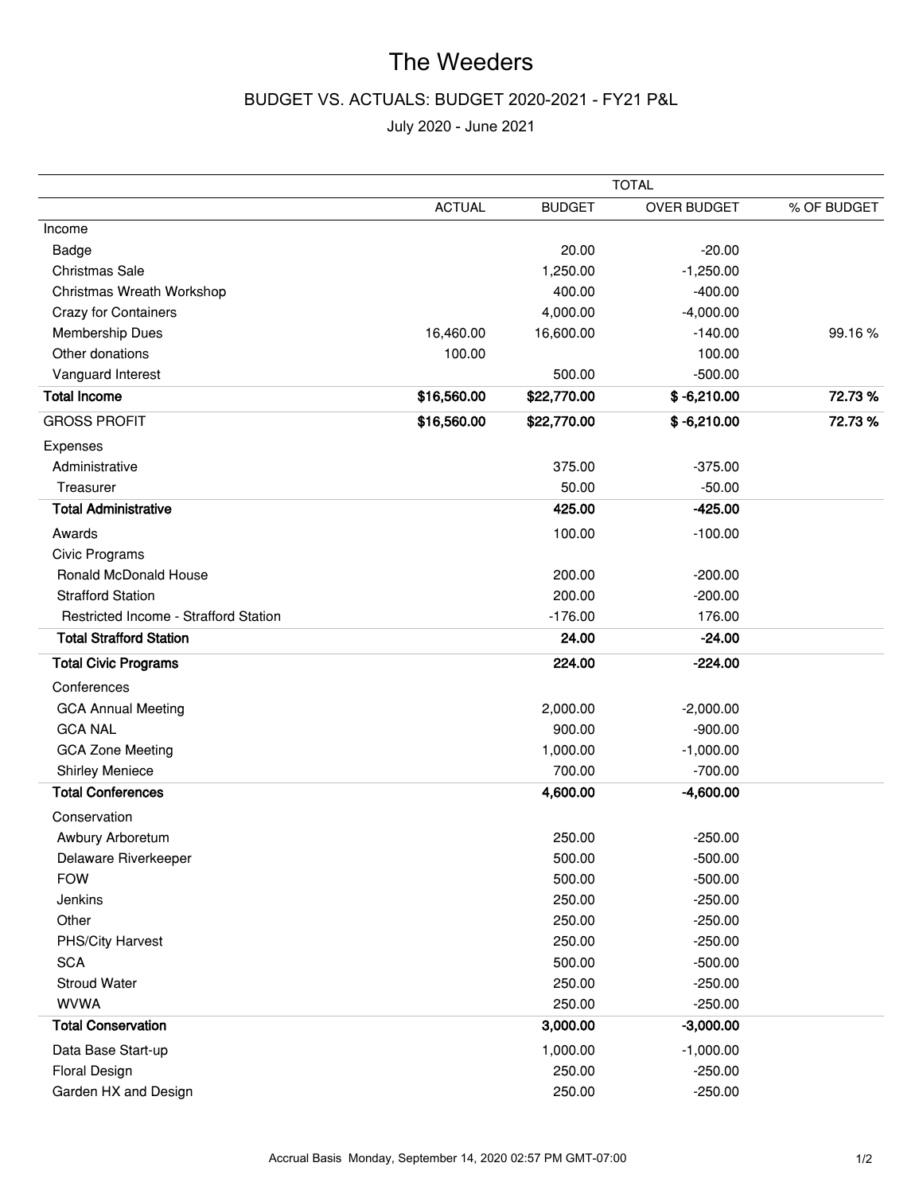# The Weeders

## BUDGET VS. ACTUALS: BUDGET 2020-2021 - FY21 P&L

July 2020 - June 2021

| | TOTAL | | | |
|---|---|---|---|---|
| | ACTUAL | BUDGET | OVER BUDGET | % OF BUDGET |
| Income | | | | |
| Badge | | 20.00 | -20.00 | |
| Christmas Sale | | 1,250.00 | -1,250.00 | |
| Christmas Wreath Workshop | | 400.00 | -400.00 | |
| Crazy for Containers | | 4,000.00 | -4,000.00 | |
| Membership Dues | 16,460.00 | 16,600.00 | -140.00 | 99.16 % |
| Other donations | 100.00 | | 100.00 | |
| Vanguard Interest | | 500.00 | -500.00 | |
| **Total Income** | **$16,560.00** | **$22,770.00** | **$ -6,210.00** | **72.73 %** |
| GROSS PROFIT | **$16,560.00** | **$22,770.00** | **$ -6,210.00** | **72.73 %** |
| Expenses | | | | |
| Administrative | | 375.00 | -375.00 | |
| Treasurer | | 50.00 | -50.00 | |
| **Total Administrative** | | **425.00** | **-425.00** | |
| Awards | | 100.00 | -100.00 | |
| Civic Programs | | | | |
| Ronald McDonald House | | 200.00 | -200.00 | |
| Strafford Station | | 200.00 | -200.00 | |
| Restricted Income - Strafford Station | | -176.00 | 176.00 | |
| **Total Strafford Station** | | **24.00** | **-24.00** | |
| **Total Civic Programs** | | **224.00** | **-224.00** | |
| Conferences | | | | |
| GCA Annual Meeting | | 2,000.00 | -2,000.00 | |
| GCA NAL | | 900.00 | -900.00 | |
| GCA Zone Meeting | | 1,000.00 | -1,000.00 | |
| Shirley Meniece | | 700.00 | -700.00 | |
| **Total Conferences** | | **4,600.00** | **-4,600.00** | |
| Conservation | | | | |
| Awbury Arboretum | | 250.00 | -250.00 | |
| Delaware Riverkeeper | | 500.00 | -500.00 | |
| FOW | | 500.00 | -500.00 | |
| Jenkins | | 250.00 | -250.00 | |
| Other | | 250.00 | -250.00 | |
| PHS/City Harvest | | 250.00 | -250.00 | |
| SCA | | 500.00 | -500.00 | |
| Stroud Water | | 250.00 | -250.00 | |
| WVWA | | 250.00 | -250.00 | |
| **Total Conservation** | | **3,000.00** | **-3,000.00** | |
| Data Base Start-up | | 1,000.00 | -1,000.00 | |
| Floral Design | | 250.00 | -250.00 | |
| Garden HX and Design | | 250.00 | -250.00 | |

Accrual Basis Monday, September 14, 2020 02:57 PM GMT-07:00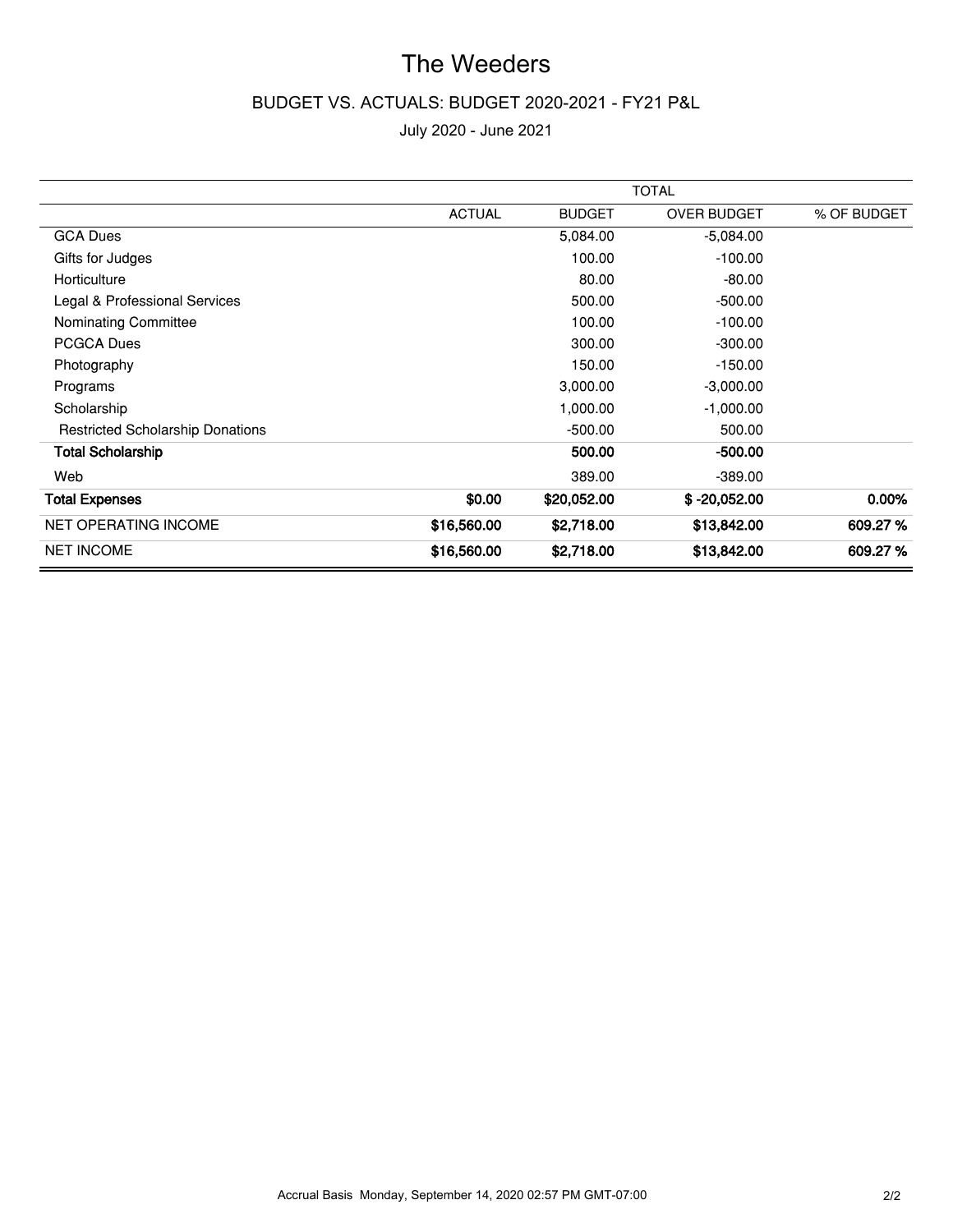# The Weeders

## BUDGET VS. ACTUALS: BUDGET 2020-2021 - FY21 P&L

July 2020 - June 2021

| | TOTAL | | | |
|---|---|---|---|---|
| | ACTUAL | BUDGET | OVER BUDGET | % OF BUDGET |
| GCA Dues | | 5,084.00 | -5,084.00 | |
| Gifts for Judges | | 100.00 | -100.00 | |
| Horticulture | | 80.00 | -80.00 | |
| Legal & Professional Services | | 500.00 | -500.00 | |
| Nominating Committee | | 100.00 | -100.00 | |
| PCGCA Dues | | 300.00 | -300.00 | |
| Photography | | 150.00 | -150.00 | |
| Programs | | 3,000.00 | -3,000.00 | |
| Scholarship | | 1,000.00 | -1,000.00 | |
| Restricted Scholarship Donations | | -500.00 | 500.00 | |
| **Total Scholarship** | | **500.00** | **-500.00** | |
| Web | | 389.00 | -389.00 | |
| **Total Expenses** | **$0.00** | **$20,052.00** | **$ -20,052.00** | **0.00%** |
| NET OPERATING INCOME | **$16,560.00** | **$2,718.00** | **$13,842.00** | **609.27 %** |
| NET INCOME | **$16,560.00** | **$2,718.00** | **$13,842.00** | **609.27 %** |

Accrual Basis Monday, September 14, 2020 02:57 PM GMT-07:00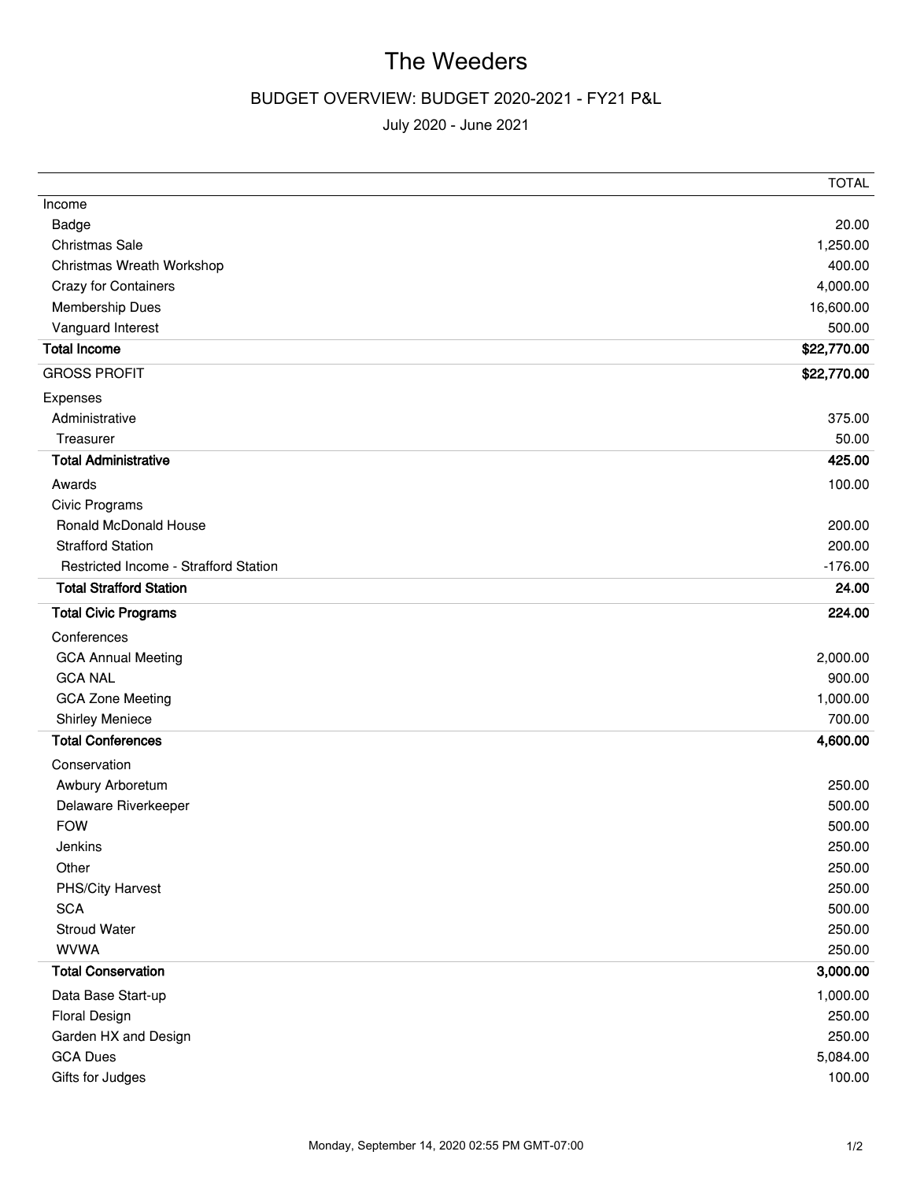# The Weeders

## BUDGET OVERVIEW: BUDGET 2020-2021 - FY21 P&L

July 2020 - June 2021

| | TOTAL |
|---|---|
| Income | |
| Badge | 20.00 |
| Christmas Sale | 1,250.00 |
| Christmas Wreath Workshop | 400.00 |
| Crazy for Containers | 4,000.00 |
| Membership Dues | 16,600.00 |
| Vanguard Interest | 500.00 |
| **Total Income** | **$22,770.00** |
| GROSS PROFIT | **$22,770.00** |
| Expenses | |
| Administrative | 375.00 |
| Treasurer | 50.00 |
| **Total Administrative** | **425.00** |
| Awards | 100.00 |
| Civic Programs | |
| Ronald McDonald House | 200.00 |
| Strafford Station | 200.00 |
| Restricted Income - Strafford Station | -176.00 |
| **Total Strafford Station** | **24.00** |
| **Total Civic Programs** | **224.00** |
| Conferences | |
| GCA Annual Meeting | 2,000.00 |
| GCA NAL | 900.00 |
| GCA Zone Meeting | 1,000.00 |
| Shirley Meniece | 700.00 |
| **Total Conferences** | **4,600.00** |
| Conservation | |
| Awbury Arboretum | 250.00 |
| Delaware Riverkeeper | 500.00 |
| FOW | 500.00 |
| Jenkins | 250.00 |
| Other | 250.00 |
| PHS/City Harvest | 250.00 |
| SCA | 500.00 |
| Stroud Water | 250.00 |
| WVWA | 250.00 |
| **Total Conservation** | **3,000.00** |
| Data Base Start-up | 1,000.00 |
| Floral Design | 250.00 |
| Garden HX and Design | 250.00 |
| GCA Dues | 5,084.00 |
| Gifts for Judges | 100.00 |

Monday, September 14, 2020 02:55 PM GMT-07:00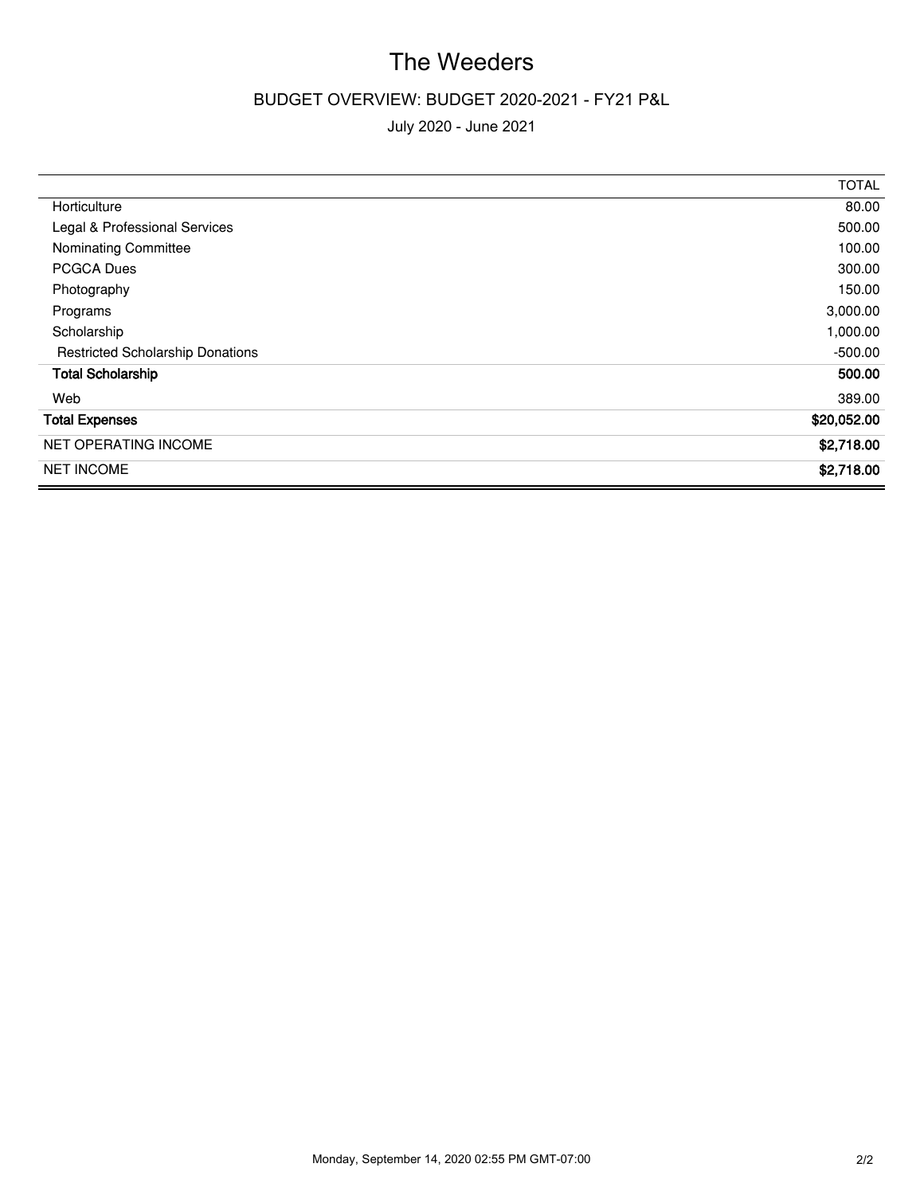# The Weeders

## BUDGET OVERVIEW: BUDGET 2020-2021 - FY21 P&L

July 2020 - June 2021

| | TOTAL |
|---|---|
| Horticulture | 80.00 |
| Legal & Professional Services | 500.00 |
| Nominating Committee | 100.00 |
| PCGCA Dues | 300.00 |
| Photography | 150.00 |
| Programs | 3,000.00 |
| Scholarship | 1,000.00 |
| Restricted Scholarship Donations | -500.00 |
| **Total Scholarship** | **500.00** |
| Web | 389.00 |
| **Total Expenses** | **$20,052.00** |
| NET OPERATING INCOME | **$2,718.00** |
| NET INCOME | **$2,718.00** |

Monday, September 14, 2020 02:55 PM GMT-07:00